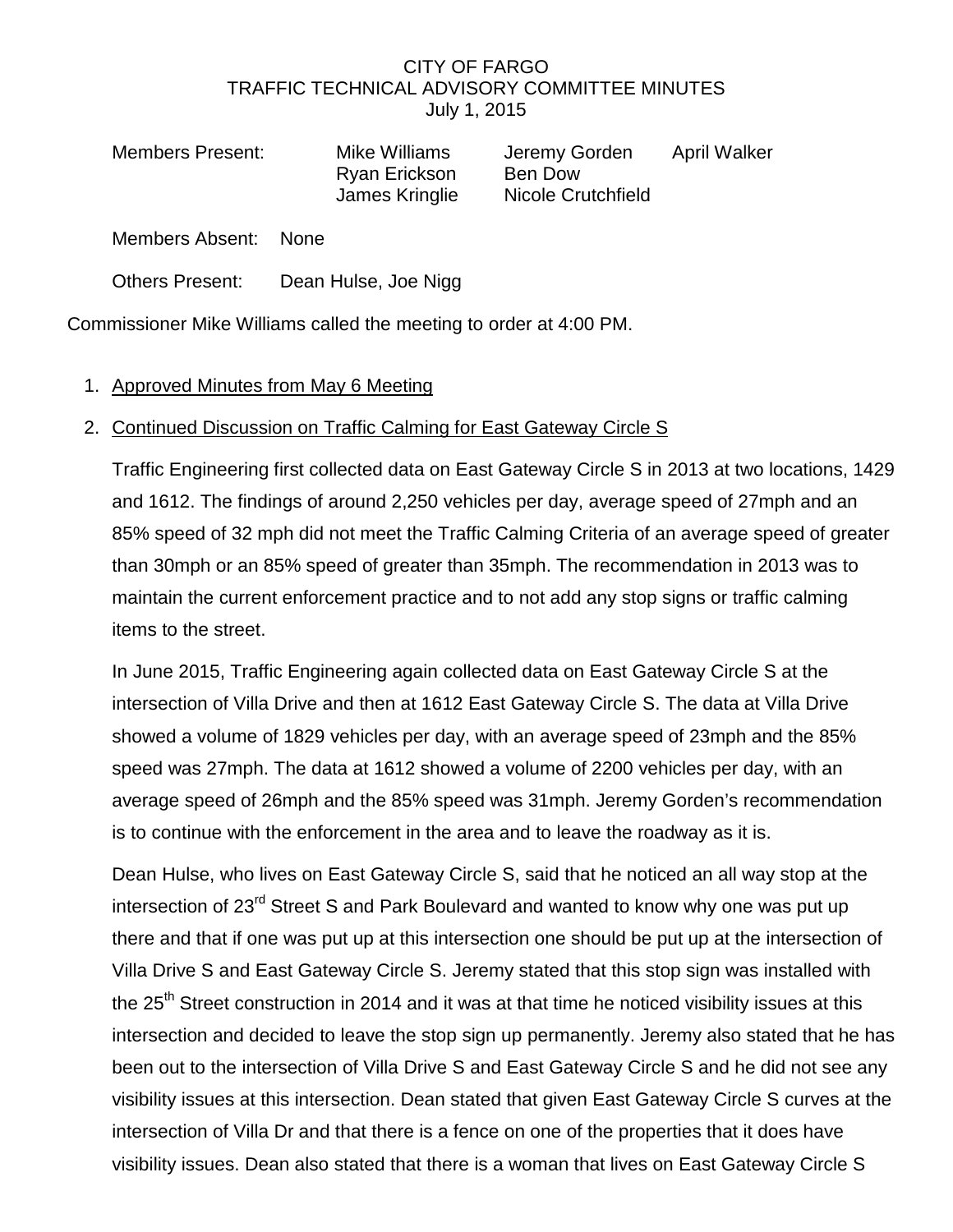CITY OF FARGO
TRAFFIC TECHNICAL ADVISORY COMMITTEE MINUTES
July 1, 2015

| | | | |
|---|---|---|---|
| Members Present: | Mike Williams | Jeremy Gorden | April Walker |
| | Ryan Erickson | Ben Dow | |
| | James Kringlie | Nicole Crutchfield | |

Members Absent: None

Others Present: Dean Hulse, Joe Nigg

Commissioner Mike Williams called the meeting to order at 4:00 PM.

1. Approved Minutes from May 6 Meeting

2. Continued Discussion on Traffic Calming for East Gateway Circle S

   Traffic Engineering first collected data on East Gateway Circle S in 2013 at two locations, 1429 and 1612. The findings of around 2,250 vehicles per day, average speed of 27mph and an 85% speed of 32 mph did not meet the Traffic Calming Criteria of an average speed of greater than 30mph or an 85% speed of greater than 35mph. The recommendation in 2013 was to maintain the current enforcement practice and to not add any stop signs or traffic calming items to the street.

   In June 2015, Traffic Engineering again collected data on East Gateway Circle S at the intersection of Villa Drive and then at 1612 East Gateway Circle S. The data at Villa Drive showed a volume of 1829 vehicles per day, with an average speed of 23mph and the 85% speed was 27mph. The data at 1612 showed a volume of 2200 vehicles per day, with an average speed of 26mph and the 85% speed was 31mph. Jeremy Gorden's recommendation is to continue with the enforcement in the area and to leave the roadway as it is.

   Dean Hulse, who lives on East Gateway Circle S, said that he noticed an all way stop at the intersection of 23rd Street S and Park Boulevard and wanted to know why one was put up there and that if one was put up at this intersection one should be put up at the intersection of Villa Drive S and East Gateway Circle S. Jeremy stated that this stop sign was installed with the 25th Street construction in 2014 and it was at that time he noticed visibility issues at this intersection and decided to leave the stop sign up permanently. Jeremy also stated that he has been out to the intersection of Villa Drive S and East Gateway Circle S and he did not see any visibility issues at this intersection. Dean stated that given East Gateway Circle S curves at the intersection of Villa Dr and that there is a fence on one of the properties that it does have visibility issues. Dean also stated that there is a woman that lives on East Gateway Circle S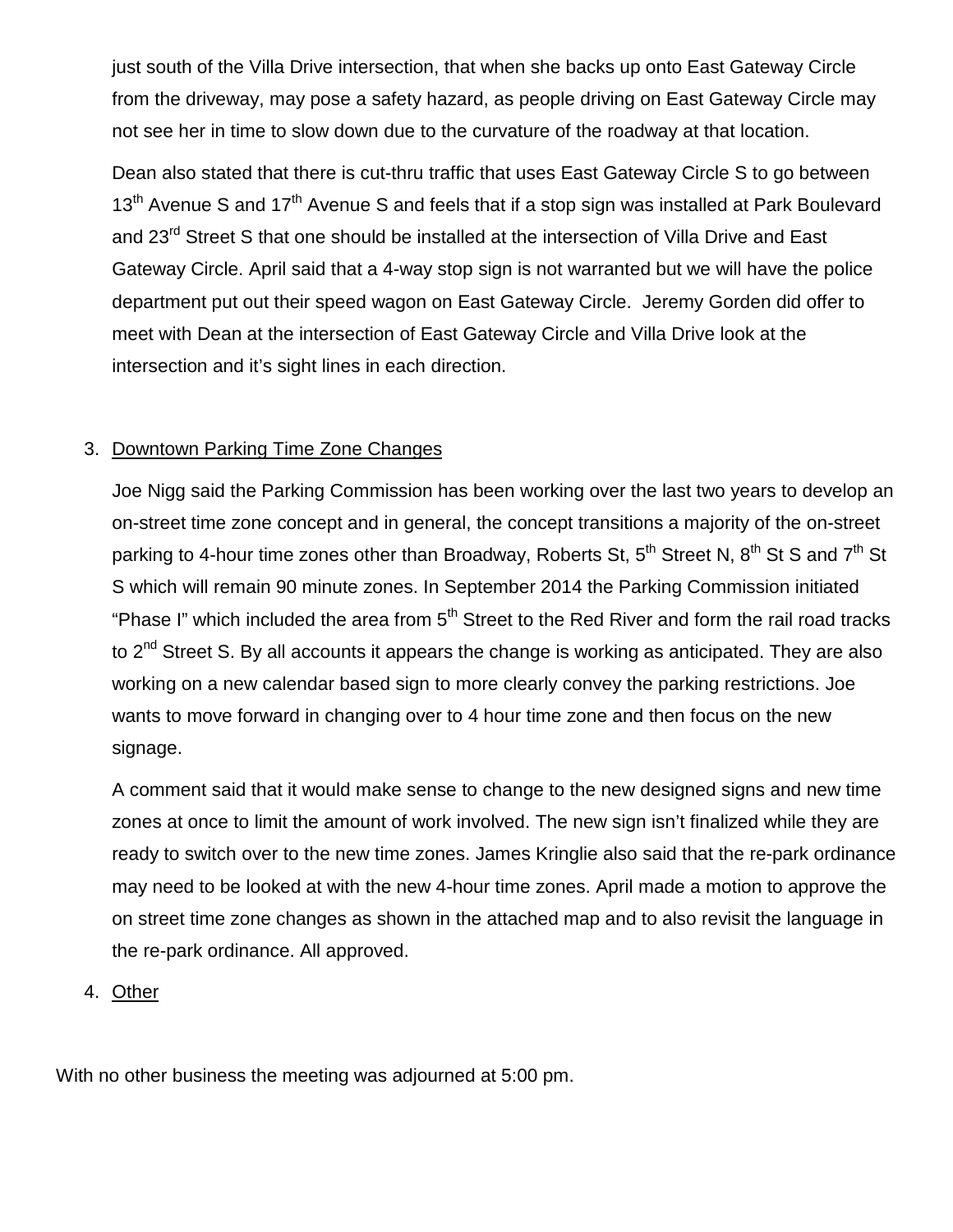just south of the Villa Drive intersection, that when she backs up onto East Gateway Circle from the driveway, may pose a safety hazard, as people driving on East Gateway Circle may not see her in time to slow down due to the curvature of the roadway at that location.

Dean also stated that there is cut-thru traffic that uses East Gateway Circle S to go between 13th Avenue S and 17th Avenue S and feels that if a stop sign was installed at Park Boulevard and 23rd Street S that one should be installed at the intersection of Villa Drive and East Gateway Circle. April said that a 4-way stop sign is not warranted but we will have the police department put out their speed wagon on East Gateway Circle. Jeremy Gorden did offer to meet with Dean at the intersection of East Gateway Circle and Villa Drive look at the intersection and it's sight lines in each direction.

3. Downtown Parking Time Zone Changes

   Joe Nigg said the Parking Commission has been working over the last two years to develop an on-street time zone concept and in general, the concept transitions a majority of the on-street parking to 4-hour time zones other than Broadway, Roberts St, 5th Street N, 8th St S and 7th St S which will remain 90 minute zones. In September 2014 the Parking Commission initiated "Phase I" which included the area from 5th Street to the Red River and form the rail road tracks to 2nd Street S. By all accounts it appears the change is working as anticipated. They are also working on a new calendar based sign to more clearly convey the parking restrictions. Joe wants to move forward in changing over to 4 hour time zone and then focus on the new signage.

   A comment said that it would make sense to change to the new designed signs and new time zones at once to limit the amount of work involved. The new sign isn't finalized while they are ready to switch over to the new time zones. James Kringlie also said that the re-park ordinance may need to be looked at with the new 4-hour time zones. April made a motion to approve the on street time zone changes as shown in the attached map and to also revisit the language in the re-park ordinance. All approved.

4. Other

With no other business the meeting was adjourned at 5:00 pm.